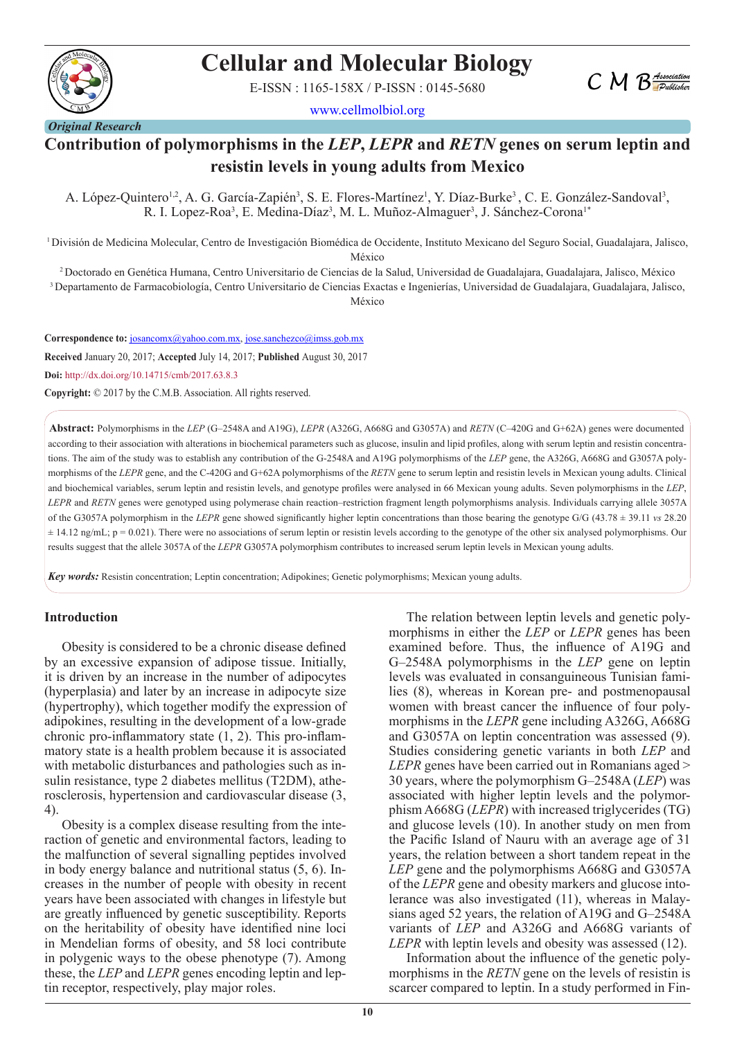Original Research

# Contribution of polymorphisms in the *LEP*, *LEPR* and *RETN* genes on serum leptin and resistin levels in young adults from Mexico

A. López-Quintero[1,2], A. G. García-Zapién[3], S. E. Flores-Martínez[1], Y. Díaz-Burke[3], C. E. González-Sandoval[3], R. I. Lopez-Roa[3], E. Medina-Díaz[3], M. L. Muñoz-Almaguer[3], J. Sánchez-Corona[1*]

[1] División de Medicina Molecular, Centro de Investigación Biomédica de Occidente, Instituto Mexicano del Seguro Social, Guadalajara, Jalisco, México

[2] Doctorado en Genética Humana, Centro Universitario de Ciencias de la Salud, Universidad de Guadalajara, Guadalajara, Jalisco, México

[3] Departamento de Farmacobiología, Centro Universitario de Ciencias Exactas e Ingenierías, Universidad de Guadalajara, Guadalajara, Jalisco, México

**Correspondence to:** josancomx@yahoo.com.mx, jose.sanchezco@imss.gob.mx

**Received** January 20, 2017; **Accepted** July 14, 2017; **Published** August 30, 2017

**Doi:** http://dx.doi.org/10.14715/cmb/2017.63.8.3

**Copyright:** © 2017 by the C.M.B. Association. All rights reserved.

**Abstract:** Polymorphisms in the *LEP* (G–2548A and A19G), *LEPR* (A326G, A668G and G3057A) and *RETN* (C–420G and G+62A) genes were documented according to their association with alterations in biochemical parameters such as glucose, insulin and lipid profiles, along with serum leptin and resistin concentrations. The aim of the study was to establish any contribution of the G-2548A and A19G polymorphisms of the *LEP* gene, the A326G, A668G and G3057A polymorphisms of the *LEPR* gene, and the C-420G and G+62A polymorphisms of the *RETN* gene to serum leptin and resistin levels in Mexican young adults. Clinical and biochemical variables, serum leptin and resistin levels, and genotype profiles were analysed in 66 Mexican young adults. Seven polymorphisms in the *LEP*, *LEPR* and *RETN* genes were genotyped using polymerase chain reaction–restriction fragment length polymorphisms analysis. Individuals carrying allele 3057A of the G3057A polymorphism in the *LEPR* gene showed significantly higher leptin concentrations than those bearing the genotype G/G (43.78 ± 39.11 *vs* 28.20 ± 14.12 ng/mL; p = 0.021). There were no associations of serum leptin or resistin levels according to the genotype of the other six analysed polymorphisms. Our results suggest that the allele 3057A of the *LEPR* G3057A polymorphism contributes to increased serum leptin levels in Mexican young adults.

***Key words:*** Resistin concentration; Leptin concentration; Adipokines; Genetic polymorphisms; Mexican young adults.

## Introduction

Obesity is considered to be a chronic disease defined by an excessive expansion of adipose tissue. Initially, it is driven by an increase in the number of adipocytes (hyperplasia) and later by an increase in adipocyte size (hypertrophy), which together modify the expression of adipokines, resulting in the development of a low-grade chronic pro-inflammatory state (1, 2). This pro-inflammatory state is a health problem because it is associated with metabolic disturbances and pathologies such as insulin resistance, type 2 diabetes mellitus (T2DM), atherosclerosis, hypertension and cardiovascular disease (3, 4).

Obesity is a complex disease resulting from the interaction of genetic and environmental factors, leading to the malfunction of several signalling peptides involved in body energy balance and nutritional status (5, 6). Increases in the number of people with obesity in recent years have been associated with changes in lifestyle but are greatly influenced by genetic susceptibility. Reports on the heritability of obesity have identified nine loci in Mendelian forms of obesity, and 58 loci contribute in polygenic ways to the obese phenotype (7). Among these, the *LEP* and *LEPR* genes encoding leptin and leptin receptor, respectively, play major roles.

The relation between leptin levels and genetic polymorphisms in either the *LEP* or *LEPR* genes has been examined before. Thus, the influence of A19G and G–2548A polymorphisms in the *LEP* gene on leptin levels was evaluated in consanguineous Tunisian families (8), whereas in Korean pre- and postmenopausal women with breast cancer the influence of four polymorphisms in the *LEPR* gene including A326G, A668G and G3057A on leptin concentration was assessed (9). Studies considering genetic variants in both *LEP* and *LEPR* genes have been carried out in Romanians aged > 30 years, where the polymorphism G–2548A (*LEP*) was associated with higher leptin levels and the polymorphism A668G (*LEPR*) with increased triglycerides (TG) and glucose levels (10). In another study on men from the Pacific Island of Nauru with an average age of 31 years, the relation between a short tandem repeat in the *LEP* gene and the polymorphisms A668G and G3057A of the *LEPR* gene and obesity markers and glucose intolerance was also investigated (11), whereas in Malaysians aged 52 years, the relation of A19G and G–2548A variants of *LEP* and A326G and A668G variants of *LEPR* with leptin levels and obesity was assessed (12).

Information about the influence of the genetic polymorphisms in the *RETN* gene on the levels of resistin is scarcer compared to leptin. In a study performed in Fin-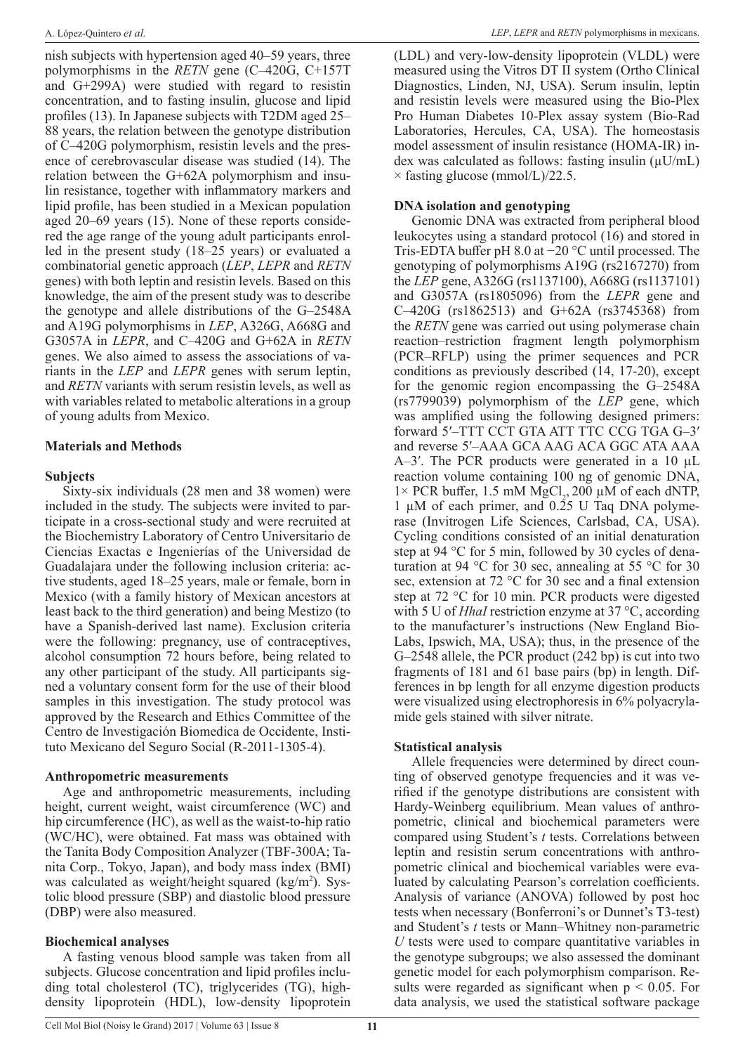nish subjects with hypertension aged 40–59 years, three polymorphisms in the *RETN* gene (C–420G, C+157T and G+299A) were studied with regard to resistin concentration, and to fasting insulin, glucose and lipid profiles (13). In Japanese subjects with T2DM aged 25–88 years, the relation between the genotype distribution of C–420G polymorphism, resistin levels and the presence of cerebrovascular disease was studied (14). The relation between the G+62A polymorphism and insulin resistance, together with inflammatory markers and lipid profile, has been studied in a Mexican population aged 20–69 years (15). None of these reports considered the age range of the young adult participants enrolled in the present study (18–25 years) or evaluated a combinatorial genetic approach (*LEP*, *LEPR* and *RETN* genes) with both leptin and resistin levels. Based on this knowledge, the aim of the present study was to describe the genotype and allele distributions of the G–2548A and A19G polymorphisms in *LEP*, A326G, A668G and G3057A in *LEPR*, and C–420G and G+62A in *RETN* genes. We also aimed to assess the associations of variants in the *LEP* and *LEPR* genes with serum leptin, and *RETN* variants with serum resistin levels, as well as with variables related to metabolic alterations in a group of young adults from Mexico.

## Materials and Methods

### Subjects

Sixty-six individuals (28 men and 38 women) were included in the study. The subjects were invited to participate in a cross-sectional study and were recruited at the Biochemistry Laboratory of Centro Universitario de Ciencias Exactas e Ingenierías de la Universidad de Guadalajara under the following inclusion criteria: active students, aged 18–25 years, male or female, born in Mexico (with a family history of Mexican ancestors at least back to the third generation) and being Mestizo (to have a Spanish-derived last name). Exclusion criteria were the following: pregnancy, use of contraceptives, alcohol consumption 72 hours before, being related to any other participant of the study. All participants signed a voluntary consent form for the use of their blood samples in this investigation. The study protocol was approved by the Research and Ethics Committee of the Centro de Investigación Biomedica de Occidente, Instituto Mexicano del Seguro Social (R-2011-1305-4).

### Anthropometric measurements

Age and anthropometric measurements, including height, current weight, waist circumference (WC) and hip circumference (HC), as well as the waist-to-hip ratio (WC/HC), were obtained. Fat mass was obtained with the Tanita Body Composition Analyzer (TBF-300A; Tanita Corp., Tokyo, Japan), and body mass index (BMI) was calculated as weight/height squared (kg/m$^2$). Systolic blood pressure (SBP) and diastolic blood pressure (DBP) were also measured.

### Biochemical analyses

A fasting venous blood sample was taken from all subjects. Glucose concentration and lipid profiles including total cholesterol (TC), triglycerides (TG), high-density lipoprotein (HDL), low-density lipoprotein (LDL) and very-low-density lipoprotein (VLDL) were measured using the Vitros DT II system (Ortho Clinical Diagnostics, Linden, NJ, USA). Serum insulin, leptin and resistin levels were measured using the Bio-Plex Pro Human Diabetes 10-Plex assay system (Bio-Rad Laboratories, Hercules, CA, USA). The homeostasis model assessment of insulin resistance (HOMA-IR) index was calculated as follows: fasting insulin (μU/mL) × fasting glucose (mmol/L)/22.5.

### DNA isolation and genotyping

Genomic DNA was extracted from peripheral blood leukocytes using a standard protocol (16) and stored in Tris-EDTA buffer pH 8.0 at −20 °C until processed. The genotyping of polymorphisms A19G (rs2167270) from the *LEP* gene, A326G (rs1137100), A668G (rs1137101) and G3057A (rs1805096) from the *LEPR* gene and C–420G (rs1862513) and G+62A (rs3745368) from the *RETN* gene was carried out using polymerase chain reaction–restriction fragment length polymorphism (PCR–RFLP) using the primer sequences and PCR conditions as previously described (14, 17-20), except for the genomic region encompassing the G–2548A (rs7799039) polymorphism of the *LEP* gene, which was amplified using the following designed primers: forward 5′–TTT CCT GTA ATT TTC CCG TGA G–3′ and reverse 5′–AAA GCA AAG ACA GGC ATA AAA A–3′. The PCR products were generated in a 10 μL reaction volume containing 100 ng of genomic DNA, 1× PCR buffer, 1.5 mM $MgCl_2$, 200 μM of each dNTP, 1 μM of each primer, and 0.25 U Taq DNA polymerase (Invitrogen Life Sciences, Carlsbad, CA, USA). Cycling conditions consisted of an initial denaturation step at 94 °C for 5 min, followed by 30 cycles of denaturation at 94 °C for 30 sec, annealing at 55 °C for 30 sec, extension at 72 °C for 30 sec and a final extension step at 72 °C for 10 min. PCR products were digested with 5 U of *HhaI* restriction enzyme at 37 °C, according to the manufacturer's instructions (New England BioLabs, Ipswich, MA, USA); thus, in the presence of the G–2548 allele, the PCR product (242 bp) is cut into two fragments of 181 and 61 base pairs (bp) in length. Differences in bp length for all enzyme digestion products were visualized using electrophoresis in 6% polyacrylamide gels stained with silver nitrate.

### Statistical analysis

Allele frequencies were determined by direct counting of observed genotype frequencies and it was verified if the genotype distributions are consistent with Hardy-Weinberg equilibrium. Mean values of anthropometric, clinical and biochemical parameters were compared using Student's *t* tests. Correlations between leptin and resistin serum concentrations with anthropometric clinical and biochemical variables were evaluated by calculating Pearson's correlation coefficients. Analysis of variance (ANOVA) followed by post hoc tests when necessary (Bonferroni's or Dunnet's T3-test) and Student's *t* tests or Mann–Whitney non-parametric *U* tests were used to compare quantitative variables in the genotype subgroups; we also assessed the dominant genetic model for each polymorphism comparison. Results were regarded as significant when $p < 0.05$. For data analysis, we used the statistical software package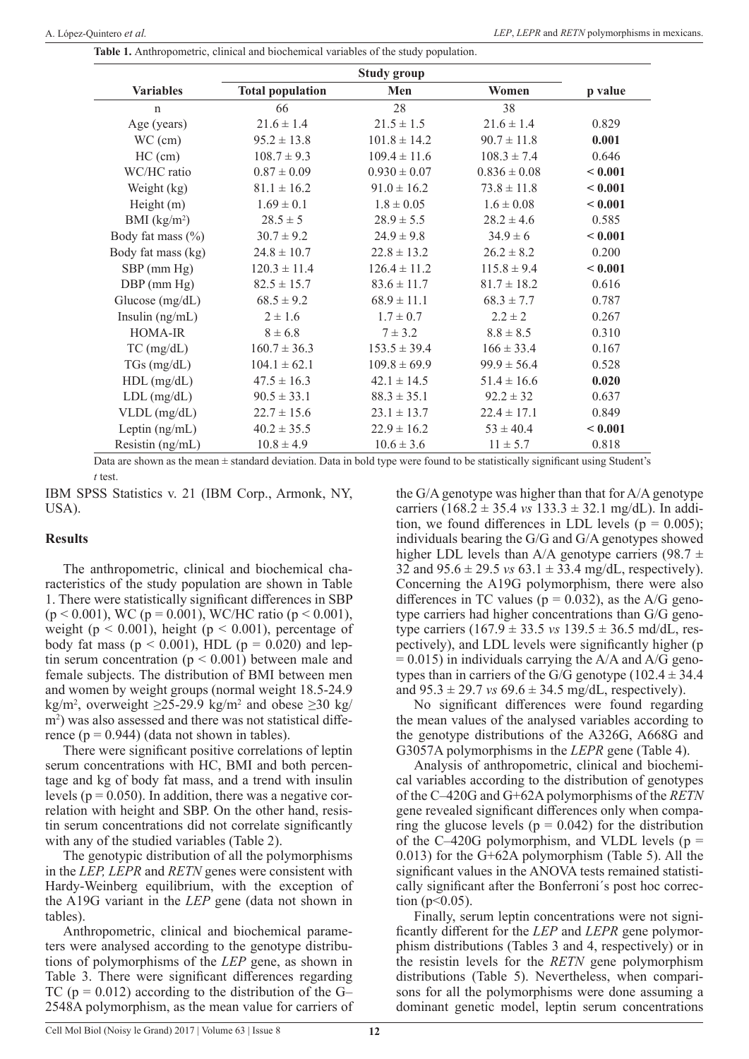**Table 1.** Anthropometric, clinical and biochemical variables of the study population.

| Variables | Study group | | | p value |
|---|---|---|---|---|
| | Total population | Men | Women | |
| n | 66 | 28 | 38 | |
| Age (years) | 21.6 ± 1.4 | 21.5 ± 1.5 | 21.6 ± 1.4 | 0.829 |
| WC (cm) | 95.2 ± 13.8 | 101.8 ± 14.2 | 90.7 ± 11.8 | **0.001** |
| HC (cm) | 108.7 ± 9.3 | 109.4 ± 11.6 | 108.3 ± 7.4 | 0.646 |
| WC/HC ratio | 0.87 ± 0.09 | 0.930 ± 0.07 | 0.836 ± 0.08 | **< 0.001** |
| Weight (kg) | 81.1 ± 16.2 | 91.0 ± 16.2 | 73.8 ± 11.8 | **< 0.001** |
| Height (m) | 1.69 ± 0.1 | 1.8 ± 0.05 | 1.6 ± 0.08 | **< 0.001** |
| BMI (kg/m²) | 28.5 ± 5 | 28.9 ± 5.5 | 28.2 ± 4.6 | 0.585 |
| Body fat mass (%) | 30.7 ± 9.2 | 24.9 ± 9.8 | 34.9 ± 6 | **< 0.001** |
| Body fat mass (kg) | 24.8 ± 10.7 | 22.8 ± 13.2 | 26.2 ± 8.2 | 0.200 |
| SBP (mm Hg) | 120.3 ± 11.4 | 126.4 ± 11.2 | 115.8 ± 9.4 | **< 0.001** |
| DBP (mm Hg) | 82.5 ± 15.7 | 83.6 ± 11.7 | 81.7 ± 18.2 | 0.616 |
| Glucose (mg/dL) | 68.5 ± 9.2 | 68.9 ± 11.1 | 68.3 ± 7.7 | 0.787 |
| Insulin (ng/mL) | 2 ± 1.6 | 1.7 ± 0.7 | 2.2 ± 2 | 0.267 |
| HOMA-IR | 8 ± 6.8 | 7 ± 3.2 | 8.8 ± 8.5 | 0.310 |
| TC (mg/dL) | 160.7 ± 36.3 | 153.5 ± 39.4 | 166 ± 33.4 | 0.167 |
| TGs (mg/dL) | 104.1 ± 62.1 | 109.8 ± 69.9 | 99.9 ± 56.4 | 0.528 |
| HDL (mg/dL) | 47.5 ± 16.3 | 42.1 ± 14.5 | 51.4 ± 16.6 | **0.020** |
| LDL (mg/dL) | 90.5 ± 33.1 | 88.3 ± 35.1 | 92.2 ± 32 | 0.637 |
| VLDL (mg/dL) | 22.7 ± 15.6 | 23.1 ± 13.7 | 22.4 ± 17.1 | 0.849 |
| Leptin (ng/mL) | 40.2 ± 35.5 | 22.9 ± 16.2 | 53 ± 40.4 | **< 0.001** |
| Resistin (ng/mL) | 10.8 ± 4.9 | 10.6 ± 3.6 | 11 ± 5.7 | 0.818 |

Data are shown as the mean ± standard deviation. Data in bold type were found to be statistically significant using Student's *t* test.

IBM SPSS Statistics v. 21 (IBM Corp., Armonk, NY, USA).

## Results

The anthropometric, clinical and biochemical characteristics of the study population are shown in Table 1. There were statistically significant differences in SBP ($p < 0.001$), WC ($p = 0.001$), WC/HC ratio ($p < 0.001$), weight ($p < 0.001$), height ($p < 0.001$), percentage of body fat mass ($p < 0.001$), HDL ($p = 0.020$) and leptin serum concentration ($p < 0.001$) between male and female subjects. The distribution of BMI between men and women by weight groups (normal weight 18.5-24.9 kg/m², overweight ≥25-29.9 kg/m² and obese ≥30 kg/m²) was also assessed and there was not statistical difference ($p = 0.944$) (data not shown in tables).

There were significant positive correlations of leptin serum concentrations with HC, BMI and both percentage and kg of body fat mass, and a trend with insulin levels ($p = 0.050$). In addition, there was a negative correlation with height and SBP. On the other hand, resistin serum concentrations did not correlate significantly with any of the studied variables (Table 2).

The genotypic distribution of all the polymorphisms in the *LEP, LEPR* and *RETN* genes were consistent with Hardy-Weinberg equilibrium, with the exception of the A19G variant in the *LEP* gene (data not shown in tables).

Anthropometric, clinical and biochemical parameters were analysed according to the genotype distributions of polymorphisms of the *LEP* gene, as shown in Table 3. There were significant differences regarding TC ($p = 0.012$) according to the distribution of the G–2548A polymorphism, as the mean value for carriers of the G/A genotype was higher than that for A/A genotype carriers (168.2 ± 35.4 *vs* 133.3 ± 32.1 mg/dL). In addition, we found differences in LDL levels ($p = 0.005$); individuals bearing the G/G and G/A genotypes showed higher LDL levels than A/A genotype carriers (98.7 ± 32 and 95.6 ± 29.5 *vs* 63.1 ± 33.4 mg/dL, respectively). Concerning the A19G polymorphism, there were also differences in TC values ($p = 0.032$), as the A/G genotype carriers had higher concentrations than G/G genotype carriers (167.9 ± 33.5 *vs* 139.5 ± 36.5 md/dL, respectively), and LDL levels were significantly higher ($p = 0.015$) in individuals carrying the A/A and A/G genotypes than in carriers of the G/G genotype (102.4 ± 34.4 and 95.3 ± 29.7 *vs* 69.6 ± 34.5 mg/dL, respectively).

No significant differences were found regarding the mean values of the analysed variables according to the genotype distributions of the A326G, A668G and G3057A polymorphisms in the *LEPR* gene (Table 4).

Analysis of anthropometric, clinical and biochemical variables according to the distribution of genotypes of the C–420G and G+62A polymorphisms of the *RETN* gene revealed significant differences only when comparing the glucose levels ($p = 0.042$) for the distribution of the C–420G polymorphism, and VLDL levels ($p = 0.013$) for the G+62A polymorphism (Table 5). All the significant values in the ANOVA tests remained statistically significant after the Bonferroni´s post hoc correction ($p<0.05$).

Finally, serum leptin concentrations were not significantly different for the *LEP* and *LEPR* gene polymorphism distributions (Tables 3 and 4, respectively) or in the resistin levels for the *RETN* gene polymorphism distributions (Table 5). Nevertheless, when comparisons for all the polymorphisms were done assuming a dominant genetic model, leptin serum concentrations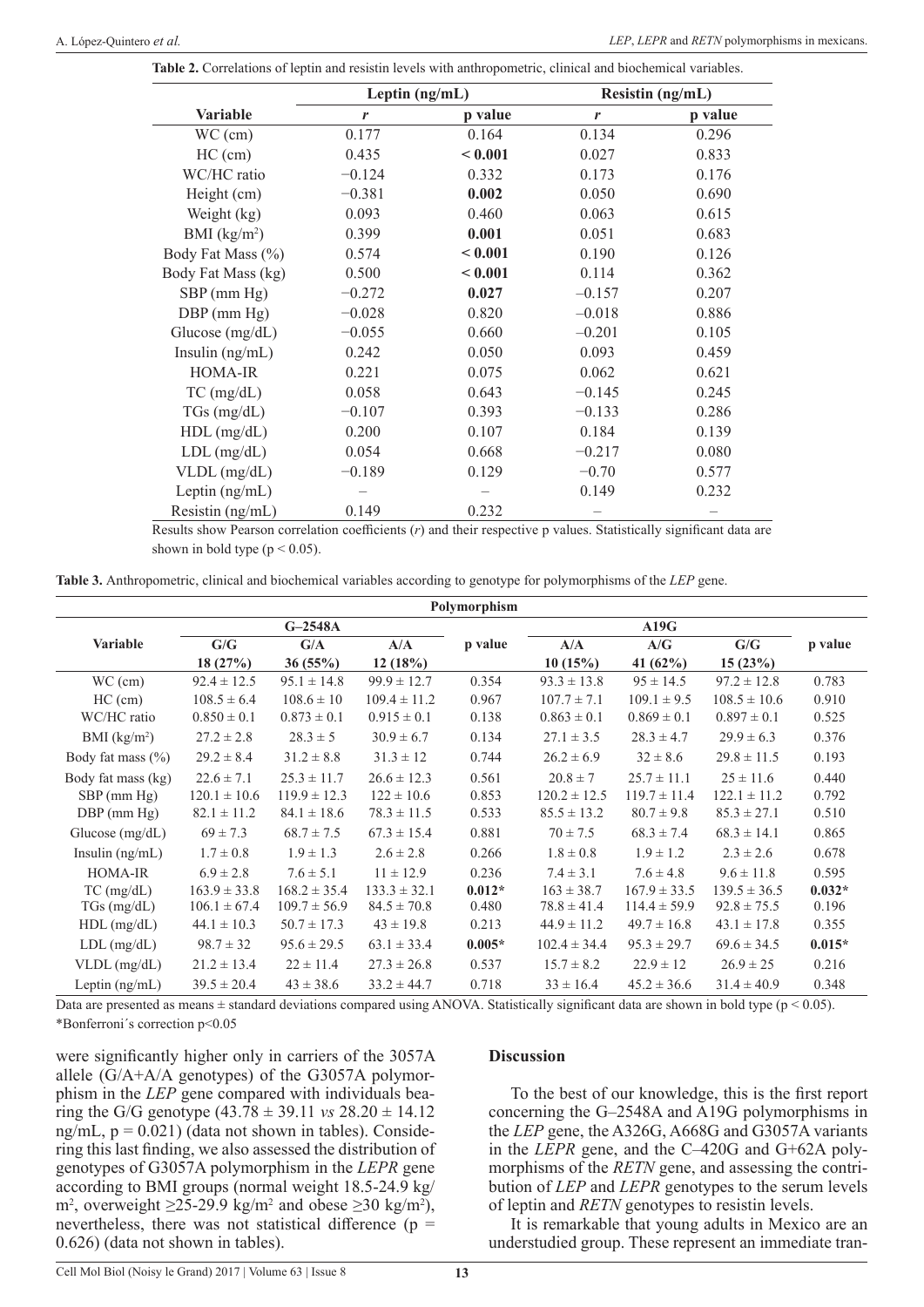**Table 2.** Correlations of leptin and resistin levels with anthropometric, clinical and biochemical variables.

| | Leptin (ng/mL) | | Resistin (ng/mL) | |
|---|---|---|---|---|
| **Variable** | ***r*** | **p value** | ***r*** | **p value** |
| WC (cm) | 0.177 | 0.164 | 0.134 | 0.296 |
| HC (cm) | 0.435 | **< 0.001** | 0.027 | 0.833 |
| WC/HC ratio | −0.124 | 0.332 | 0.173 | 0.176 |
| Height (cm) | −0.381 | **0.002** | 0.050 | 0.690 |
| Weight (kg) | 0.093 | 0.460 | 0.063 | 0.615 |
| BMI (kg/m$^2$) | 0.399 | **0.001** | 0.051 | 0.683 |
| Body Fat Mass (%) | 0.574 | **< 0.001** | 0.190 | 0.126 |
| Body Fat Mass (kg) | 0.500 | **< 0.001** | 0.114 | 0.362 |
| SBP (mm Hg) | −0.272 | **0.027** | −0.157 | 0.207 |
| DBP (mm Hg) | −0.028 | 0.820 | −0.018 | 0.886 |
| Glucose (mg/dL) | −0.055 | 0.660 | −0.201 | 0.105 |
| Insulin (ng/mL) | 0.242 | 0.050 | 0.093 | 0.459 |
| HOMA-IR | 0.221 | 0.075 | 0.062 | 0.621 |
| TC (mg/dL) | 0.058 | 0.643 | −0.145 | 0.245 |
| TGs (mg/dL) | −0.107 | 0.393 | −0.133 | 0.286 |
| HDL (mg/dL) | 0.200 | 0.107 | 0.184 | 0.139 |
| LDL (mg/dL) | 0.054 | 0.668 | −0.217 | 0.080 |
| VLDL (mg/dL) | −0.189 | 0.129 | −0.70 | 0.577 |
| Leptin (ng/mL) | – | – | 0.149 | 0.232 |
| Resistin (ng/mL) | 0.149 | 0.232 | – | – |

Results show Pearson correlation coefficients (*r*) and their respective p values. Statistically significant data are shown in bold type (p < 0.05).

**Table 3.** Anthropometric, clinical and biochemical variables according to genotype for polymorphisms of the *LEP* gene.

| | **Polymorphism** | | | | | | | |
|---|---|---|---|---|---|---|---|---|
| | **G–2548A** | | | | **A19G** | | | |
| **Variable** | **G/G 18 (27%)** | **G/A 36 (55%)** | **A/A 12 (18%)** | **p value** | **A/A 10 (15%)** | **A/G 41 (62%)** | **G/G 15 (23%)** | **p value** |
| WC (cm) | 92.4 ± 12.5 | 95.1 ± 14.8 | 99.9 ± 12.7 | 0.354 | 93.3 ± 13.8 | 95 ± 14.5 | 97.2 ± 12.8 | 0.783 |
| HC (cm) | 108.5 ± 6.4 | 108.6 ± 10 | 109.4 ± 11.2 | 0.967 | 107.7 ± 7.1 | 109.1 ± 9.5 | 108.5 ± 10.6 | 0.910 |
| WC/HC ratio | 0.850 ± 0.1 | 0.873 ± 0.1 | 0.915 ± 0.1 | 0.138 | 0.863 ± 0.1 | 0.869 ± 0.1 | 0.897 ± 0.1 | 0.525 |
| BMI (kg/m$^2$) | 27.2 ± 2.8 | 28.3 ± 5 | 30.9 ± 6.7 | 0.134 | 27.1 ± 3.5 | 28.3 ± 4.7 | 29.9 ± 6.3 | 0.376 |
| Body fat mass (%) | 29.2 ± 8.4 | 31.2 ± 8.8 | 31.3 ± 12 | 0.744 | 26.2 ± 6.9 | 32 ± 8.6 | 29.8 ± 11.5 | 0.193 |
| Body fat mass (kg) | 22.6 ± 7.1 | 25.3 ± 11.7 | 26.6 ± 12.3 | 0.561 | 20.8 ± 7 | 25.7 ± 11.1 | 25 ± 11.6 | 0.440 |
| SBP (mm Hg) | 120.1 ± 10.6 | 119.9 ± 12.3 | 122 ± 10.6 | 0.853 | 120.2 ± 12.5 | 119.7 ± 11.4 | 122.1 ± 11.2 | 0.792 |
| DBP (mm Hg) | 82.1 ± 11.2 | 84.1 ± 18.6 | 78.3 ± 11.5 | 0.533 | 85.5 ± 13.2 | 80.7 ± 9.8 | 85.3 ± 27.1 | 0.510 |
| Glucose (mg/dL) | 69 ± 7.3 | 68.7 ± 7.5 | 67.3 ± 15.4 | 0.881 | 70 ± 7.5 | 68.3 ± 7.4 | 68.3 ± 14.1 | 0.865 |
| Insulin (ng/mL) | 1.7 ± 0.8 | 1.9 ± 1.3 | 2.6 ± 2.8 | 0.266 | 1.8 ± 0.8 | 1.9 ± 1.2 | 2.3 ± 2.6 | 0.678 |
| HOMA-IR | 6.9 ± 2.8 | 7.6 ± 5.1 | 11 ± 12.9 | 0.236 | 7.4 ± 3.1 | 7.6 ± 4.8 | 9.6 ± 11.8 | 0.595 |
| TC (mg/dL) | 163.9 ± 33.8 | 168.2 ± 35.4 | 133.3 ± 32.1 | **0.012*** | 163 ± 38.7 | 167.9 ± 33.5 | 139.5 ± 36.5 | **0.032*** |
| TGs (mg/dL) | 106.1 ± 67.4 | 109.7 ± 56.9 | 84.5 ± 70.8 | 0.480 | 78.8 ± 41.4 | 114.4 ± 59.9 | 92.8 ± 75.5 | 0.196 |
| HDL (mg/dL) | 44.1 ± 10.3 | 50.7 ± 17.3 | 43 ± 19.8 | 0.213 | 44.9 ± 11.2 | 49.7 ± 16.8 | 43.1 ± 17.8 | 0.355 |
| LDL (mg/dL) | 98.7 ± 32 | 95.6 ± 29.5 | 63.1 ± 33.4 | **0.005*** | 102.4 ± 34.4 | 95.3 ± 29.7 | 69.6 ± 34.5 | **0.015*** |
| VLDL (mg/dL) | 21.2 ± 13.4 | 22 ± 11.4 | 27.3 ± 26.8 | 0.537 | 15.7 ± 8.2 | 22.9 ± 12 | 26.9 ± 25 | 0.216 |
| Leptin (ng/mL) | 39.5 ± 20.4 | 43 ± 38.6 | 33.2 ± 44.7 | 0.718 | 33 ± 16.4 | 45.2 ± 36.6 | 31.4 ± 40.9 | 0.348 |

Data are presented as means ± standard deviations compared using ANOVA. Statistically significant data are shown in bold type (p < 0.05).
*Bonferroni´s correction p<0.05

were significantly higher only in carriers of the 3057A allele (G/A+A/A genotypes) of the G3057A polymorphism in the *LEP* gene compared with individuals bearing the G/G genotype (43.78 ± 39.11 *vs* 28.20 ± 14.12 ng/mL, p = 0.021) (data not shown in tables). Considering this last finding, we also assessed the distribution of genotypes of G3057A polymorphism in the *LEPR* gene according to BMI groups (normal weight 18.5-24.9 kg/m$^2$, overweight ≥25-29.9 kg/m$^2$ and obese ≥30 kg/m$^2$), nevertheless, there was not statistical difference (p = 0.626) (data not shown in tables).

## Discussion

To the best of our knowledge, this is the first report concerning the G–2548A and A19G polymorphisms in the *LEP* gene, the A326G, A668G and G3057A variants in the *LEPR* gene, and the C–420G and G+62A polymorphisms of the *RETN* gene, and assessing the contribution of *LEP* and *LEPR* genotypes to the serum levels of leptin and *RETN* genotypes to resistin levels.

It is remarkable that young adults in Mexico are an understudied group. These represent an immediate tran-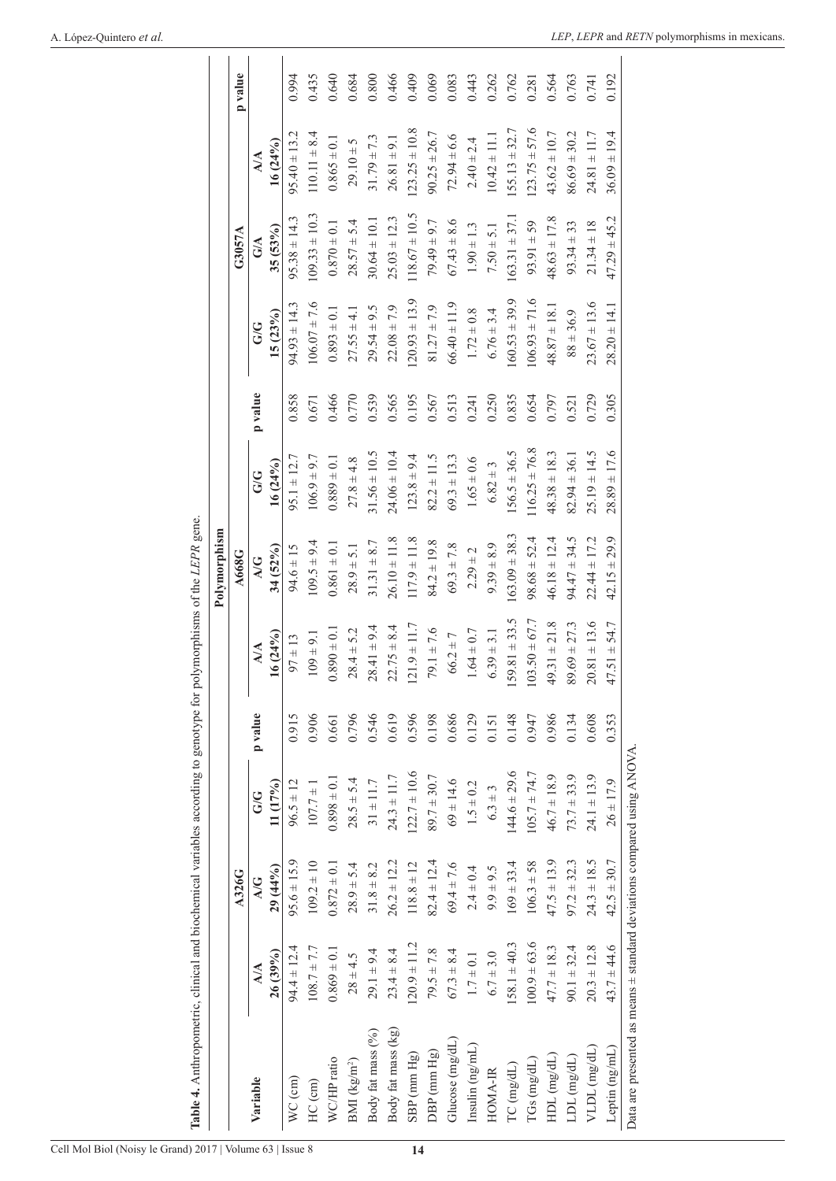**Table 4.** Anthropometric, clinical and biochemical variables according to genotype for polymorphisms of the *LEPR* gene.

| Variable | A326G | | | | A668G | | | | G3057A | | | |
|---|---|---|---|---|---|---|---|---|---|---|---|---|
| | A/A 26 (39%) | A/G 29 (44%) | G/G 11 (17%) | p value | A/A 16 (24%) | A/G 34 (52%) | G/G 16 (24%) | p value | G/G 15 (23%) | G/A 35 (53%) | A/A 16 (24%) | p value |
| WC (cm) | 94.4 ± 12.4 | 95.6 ± 15.9 | 96.5 ± 12 | 0.915 | 97 ± 13 | 94.6 ± 15 | 95.1 ± 12.7 | 0.858 | 94.93 ± 14.3 | 95.38 ± 14.3 | 95.40 ± 13.2 | 0.994 |
| HC (cm) | 108.7 ± 7.7 | 109.2 ± 10 | 107.7 ± 1 | 0.906 | 109 ± 9.1 | 109.5 ± 9.4 | 106.9 ± 9.7 | 0.671 | 106.07 ± 7.6 | 109.33 ± 10.3 | 110.11 ± 8.4 | 0.435 |
| WC/HP ratio | 0.869 ± 0.1 | 0.872 ± 0.1 | 0.898 ± 0.1 | 0.661 | 0.890 ± 0.1 | 0.861 ± 0.1 | 0.889 ± 0.1 | 0.466 | 0.893 ± 0.1 | 0.870 ± 0.1 | 0.865 ± 0.1 | 0.640 |
| BMI (kg/m²) | 28 ± 4.5 | 28.9 ± 5.4 | 28.5 ± 5.4 | 0.796 | 28.4 ± 5.2 | 28.9 ± 5.1 | 27.8 ± 4.8 | 0.770 | 27.55 ± 4.1 | 28.57 ± 5.4 | 29.10 ± 5 | 0.684 |
| Body fat mass (%) | 29.1 ± 9.4 | 31.8 ± 8.2 | 31 ± 11.7 | 0.546 | 28.41 ± 9.4 | 31.31 ± 8.7 | 31.56 ± 10.5 | 0.539 | 29.54 ± 9.5 | 30.64 ± 10.1 | 31.79 ± 7.3 | 0.800 |
| Body fat mass (kg) | 23.4 ± 8.4 | 26.2 ± 12.2 | 24.3 ± 11.7 | 0.619 | 22.75 ± 8.4 | 26.10 ± 11.8 | 24.06 ± 10.4 | 0.565 | 22.08 ± 7.9 | 25.03 ± 12.3 | 26.81 ± 9.1 | 0.466 |
| SBP (mm Hg) | 120.9 ± 11.2 | 118.8 ± 12 | 122.7 ± 10.6 | 0.596 | 121.9 ± 11.7 | 117.9 ± 11.8 | 123.8 ± 9.4 | 0.195 | 120.93 ± 13.9 | 118.67 ± 10.5 | 123.25 ± 10.8 | 0.409 |
| DBP (mm Hg) | 79.5 ± 7.8 | 82.4 ± 12.4 | 89.7 ± 30.7 | 0.198 | 79.1 ± 7.6 | 84.2 ± 19.8 | 82.2 ± 11.5 | 0.567 | 81.27 ± 7.9 | 79.49 ± 9.7 | 90.25 ± 26.7 | 0.069 |
| Glucose (mg/dL) | 67.3 ± 8.4 | 69.4 ± 7.6 | 69 ± 14.6 | 0.686 | 66.2 ± 7 | 69.3 ± 7.8 | 69.3 ± 13.3 | 0.513 | 66.40 ± 11.9 | 67.43 ± 8.6 | 72.94 ± 6.6 | 0.083 |
| Insulin (ng/mL) | 1.7 ± 0.1 | 2.4 ± 0.4 | 1.5 ± 0.2 | 0.129 | 1.64 ± 0.7 | 2.29 ± 2 | 1.65 ± 0.6 | 0.241 | 1.72 ± 0.8 | 1.90 ± 1.3 | 2.40 ± 2.4 | 0.443 |
| HOMA-IR | 6.7 ± 3.0 | 9.9 ± 9.5 | 6.3 ± 3 | 0.151 | 6.39 ± 3.1 | 9.39 ± 8.9 | 6.82 ± 3 | 0.250 | 6.76 ± 3.4 | 7.50 ± 5.1 | 10.42 ± 11.1 | 0.262 |
| TC (mg/dL) | 158.1 ± 40.3 | 169 ± 33.4 | 144.6 ± 29.6 | 0.148 | 159.81 ± 33.5 | 163.09 ± 38.3 | 156.5 ± 36.5 | 0.835 | 160.53 ± 39.9 | 163.31 ± 37.1 | 155.13 ± 32.7 | 0.762 |
| TGs (mg/dL) | 100.9 ± 63.6 | 106.3 ± 58 | 105.7 ± 74.7 | 0.947 | 103.50 ± 67.7 | 98.68 ± 52.4 | 116.25 ± 76.8 | 0.654 | 106.93 ± 71.6 | 93.91 ± 59 | 123.75 ± 57.6 | 0.281 |
| HDL (mg/dL) | 47.7 ± 18.3 | 47.5 ± 13.9 | 46.7 ± 18.9 | 0.986 | 49.31 ± 21.8 | 46.18 ± 12.4 | 48.38 ± 18.3 | 0.797 | 48.87 ± 18.1 | 48.63 ± 17.8 | 43.62 ± 10.7 | 0.564 |
| LDL (mg/dL) | 90.1 ± 32.4 | 97.2 ± 32.3 | 73.7 ± 33.9 | 0.134 | 89.69 ± 27.3 | 94.47 ± 34.5 | 82.94 ± 36.1 | 0.521 | 88 ± 36.9 | 93.34 ± 33 | 86.69 ± 30.2 | 0.763 |
| VLDL (mg/dL) | 20.3 ± 12.8 | 24.3 ± 18.5 | 24.1 ± 13.9 | 0.608 | 20.81 ± 13.6 | 22.44 ± 17.2 | 25.19 ± 14.5 | 0.729 | 23.67 ± 13.6 | 21.34 ± 18 | 24.81 ± 11.7 | 0.741 |
| Leptin (ng/mL) | 43.7 ± 44.6 | 42.5 ± 30.7 | 26 ± 17.9 | 0.353 | 47.51 ± 54.7 | 42.15 ± 29.9 | 28.89 ± 17.6 | 0.305 | 28.20 ± 14.1 | 47.29 ± 45.2 | 36.09 ± 19.4 | 0.192 |

Data are presented as means ± standard deviations compared using ANOVA.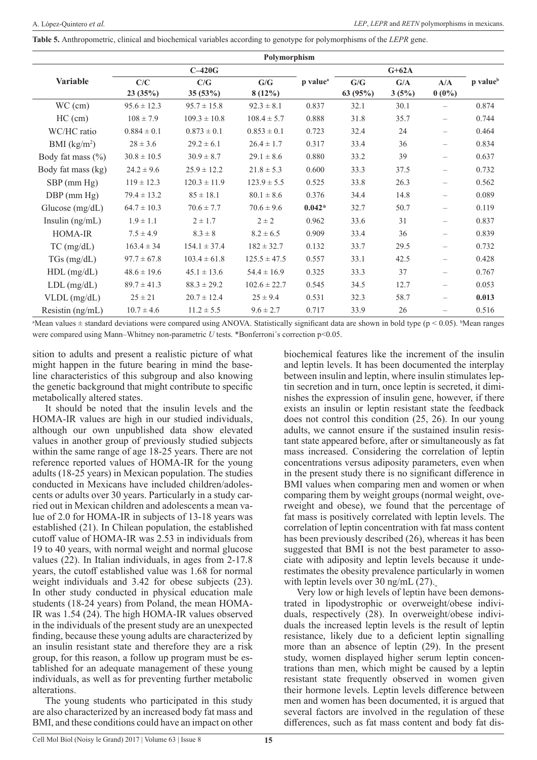**Table 5.** Anthropometric, clinical and biochemical variables according to genotype for polymorphisms of the *LEPR* gene.

| Variable | C–420G | | | | G+62A | | | |
|---|---|---|---|---|---|---|---|---|
| | C/C 23 (35%) | C/G 35 (53%) | G/G 8 (12%) | p value[a] | G/G 63 (95%) | G/A 3 (5%) | A/A 0 (0%) | p value[b] |
| WC (cm) | 95.6 ± 12.3 | 95.7 ± 15.8 | 92.3 ± 8.1 | 0.837 | 32.1 | 30.1 | – | 0.874 |
| HC (cm) | 108 ± 7.9 | 109.3 ± 10.8 | 108.4 ± 5.7 | 0.888 | 31.8 | 35.7 | – | 0.744 |
| WC/HC ratio | 0.884 ± 0.1 | 0.873 ± 0.1 | 0.853 ± 0.1 | 0.723 | 32.4 | 24 | – | 0.464 |
| BMI (kg/m$^2$) | 28 ± 3.6 | 29.2 ± 6.1 | 26.4 ± 1.7 | 0.317 | 33.4 | 36 | – | 0.834 |
| Body fat mass (%) | 30.8 ± 10.5 | 30.9 ± 8.7 | 29.1 ± 8.6 | 0.880 | 33.2 | 39 | – | 0.637 |
| Body fat mass (kg) | 24.2 ± 9.6 | 25.9 ± 12.2 | 21.8 ± 5.3 | 0.600 | 33.3 | 37.5 | – | 0.732 |
| SBP (mm Hg) | 119 ± 12.3 | 120.3 ± 11.9 | 123.9 ± 5.5 | 0.525 | 33.8 | 26.3 | – | 0.562 |
| DBP (mm Hg) | 79.4 ± 13.2 | 85 ± 18.1 | 80.1 ± 8.6 | 0.376 | 34.4 | 14.8 | – | 0.089 |
| Glucose (mg/dL) | 64.7 ± 10.3 | 70.6 ± 7.7 | 70.6 ± 9.6 | **0.042*** | 32.7 | 50.7 | – | 0.119 |
| Insulin (ng/mL) | 1.9 ± 1.1 | 2 ± 1.7 | 2 ± 2 | 0.962 | 33.6 | 31 | – | 0.837 |
| HOMA-IR | 7.5 ± 4.9 | 8.3 ± 8 | 8.2 ± 6.5 | 0.909 | 33.4 | 36 | – | 0.839 |
| TC (mg/dL) | 163.4 ± 34 | 154.1 ± 37.4 | 182 ± 32.7 | 0.132 | 33.7 | 29.5 | – | 0.732 |
| TGs (mg/dL) | 97.7 ± 67.8 | 103.4 ± 61.8 | 125.5 ± 47.5 | 0.557 | 33.1 | 42.5 | – | 0.428 |
| HDL (mg/dL) | 48.6 ± 19.6 | 45.1 ± 13.6 | 54.4 ± 16.9 | 0.325 | 33.3 | 37 | – | 0.767 |
| LDL (mg/dL) | 89.7 ± 41.3 | 88.3 ± 29.2 | 102.6 ± 22.7 | 0.545 | 34.5 | 12.7 | – | 0.053 |
| VLDL (mg/dL) | 25 ± 21 | 20.7 ± 12.4 | 25 ± 9.4 | 0.531 | 32.3 | 58.7 | – | **0.013** |
| Resistin (ng/mL) | 10.7 ± 4.6 | 11.2 ± 5.5 | 9.6 ± 2.7 | 0.717 | 33.9 | 26 | – | 0.516 |

[a]Mean values ± standard deviations were compared using ANOVA. Statistically significant data are shown in bold type ($p < 0.05$). [b]Mean ranges were compared using Mann–Whitney non-parametric *U* tests. *Bonferroni´s correction p<0.05.

sition to adults and present a realistic picture of what might happen in the future bearing in mind the baseline characteristics of this subgroup and also knowing the genetic background that might contribute to specific metabolically altered states.

It should be noted that the insulin levels and the HOMA-IR values are high in our studied individuals, although our own unpublished data show elevated values in another group of previously studied subjects within the same range of age 18-25 years. There are not reference reported values of HOMA-IR for the young adults (18-25 years) in Mexican population. The studies conducted in Mexicans have included children/adolescents or adults over 30 years. Particularly in a study carried out in Mexican children and adolescents a mean value of 2.0 for HOMA-IR in subjects of 13-18 years was established (21). In Chilean population, the established cutoff value of HOMA-IR was 2.53 in individuals from 19 to 40 years, with normal weight and normal glucose values (22). In Italian individuals, in ages from 2-17.8 years, the cutoff established value was 1.68 for normal weight individuals and 3.42 for obese subjects (23). In other study conducted in physical education male students (18-24 years) from Poland, the mean HOMA-IR was 1.54 (24). The high HOMA-IR values observed in the individuals of the present study are an unexpected finding, because these young adults are characterized by an insulin resistant state and therefore they are a risk group, for this reason, a follow up program must be established for an adequate management of these young individuals, as well as for preventing further metabolic alterations.

The young students who participated in this study are also characterized by an increased body fat mass and BMI, and these conditions could have an impact on other biochemical features like the increment of the insulin and leptin levels. It has been documented the interplay between insulin and leptin, where insulin stimulates leptin secretion and in turn, once leptin is secreted, it diminishes the expression of insulin gene, however, if there exists an insulin or leptin resistant state the feedback does not control this condition (25, 26). In our young adults, we cannot ensure if the sustained insulin resistant state appeared before, after or simultaneously as fat mass increased. Considering the correlation of leptin concentrations versus adiposity parameters, even when in the present study there is no significant difference in BMI values when comparing men and women or when comparing them by weight groups (normal weight, overweight and obese), we found that the percentage of fat mass is positively correlated with leptin levels. The correlation of leptin concentration with fat mass content has been previously described (26), whereas it has been suggested that BMI is not the best parameter to associate with adiposity and leptin levels because it underestimates the obesity prevalence particularly in women with leptin levels over 30 ng/mL (27).

Very low or high levels of leptin have been demonstrated in lipodystrophic or overweight/obese individuals, respectively (28). In overweight/obese individuals the increased leptin levels is the result of leptin resistance, likely due to a deficient leptin signalling more than an absence of leptin (29). In the present study, women displayed higher serum leptin concentrations than men, which might be caused by a leptin resistant state frequently observed in women given their hormone levels. Leptin levels difference between men and women has been documented, it is argued that several factors are involved in the regulation of these differences, such as fat mass content and body fat dis-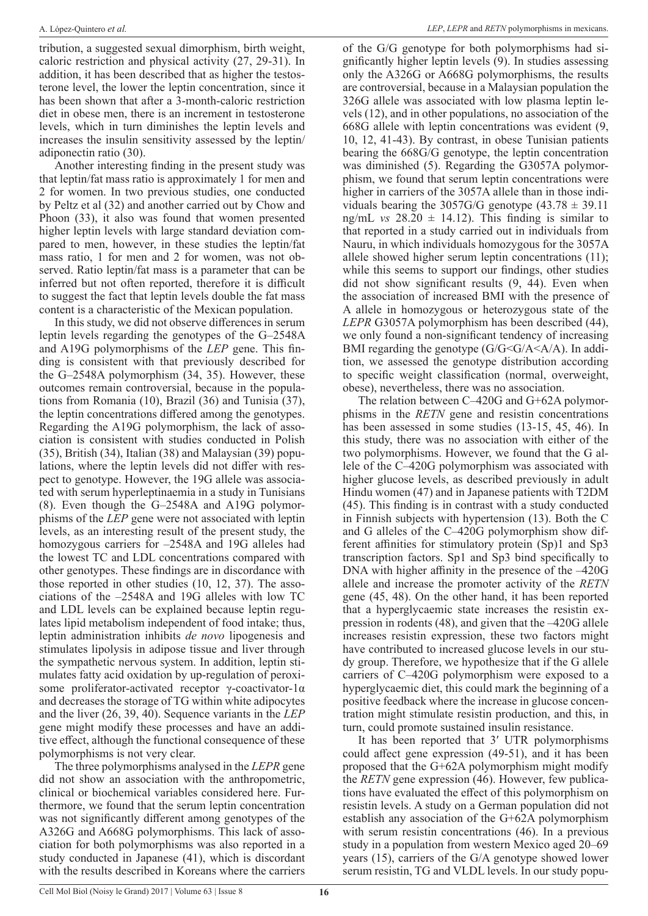tribution, a suggested sexual dimorphism, birth weight, caloric restriction and physical activity (27, 29-31). In addition, it has been described that as higher the testosterone level, the lower the leptin concentration, since it has been shown that after a 3-month-caloric restriction diet in obese men, there is an increment in testosterone levels, which in turn diminishes the leptin levels and increases the insulin sensitivity assessed by the leptin/adiponectin ratio (30).

Another interesting finding in the present study was that leptin/fat mass ratio is approximately 1 for men and 2 for women. In two previous studies, one conducted by Peltz et al (32) and another carried out by Chow and Phoon (33), it also was found that women presented higher leptin levels with large standard deviation compared to men, however, in these studies the leptin/fat mass ratio, 1 for men and 2 for women, was not observed. Ratio leptin/fat mass is a parameter that can be inferred but not often reported, therefore it is difficult to suggest the fact that leptin levels double the fat mass content is a characteristic of the Mexican population.

In this study, we did not observe differences in serum leptin levels regarding the genotypes of the G–2548A and A19G polymorphisms of the *LEP* gene. This finding is consistent with that previously described for the G–2548A polymorphism (34, 35). However, these outcomes remain controversial, because in the populations from Romania (10), Brazil (36) and Tunisia (37), the leptin concentrations differed among the genotypes. Regarding the A19G polymorphism, the lack of association is consistent with studies conducted in Polish (35), British (34), Italian (38) and Malaysian (39) populations, where the leptin levels did not differ with respect to genotype. However, the 19G allele was associated with serum hyperleptinaemia in a study in Tunisians (8). Even though the G–2548A and A19G polymorphisms of the *LEP* gene were not associated with leptin levels, as an interesting result of the present study, the homozygous carriers for –2548A and 19G alleles had the lowest TC and LDL concentrations compared with other genotypes. These findings are in discordance with those reported in other studies (10, 12, 37). The associations of the –2548A and 19G alleles with low TC and LDL levels can be explained because leptin regulates lipid metabolism independent of food intake; thus, leptin administration inhibits *de novo* lipogenesis and stimulates lipolysis in adipose tissue and liver through the sympathetic nervous system. In addition, leptin stimulates fatty acid oxidation by up-regulation of peroxisome proliferator-activated receptor γ-coactivator-1α and decreases the storage of TG within white adipocytes and the liver (26, 39, 40). Sequence variants in the *LEP* gene might modify these processes and have an additive effect, although the functional consequence of these polymorphisms is not very clear.

The three polymorphisms analysed in the *LEPR* gene did not show an association with the anthropometric, clinical or biochemical variables considered here. Furthermore, we found that the serum leptin concentration was not significantly different among genotypes of the A326G and A668G polymorphisms. This lack of association for both polymorphisms was also reported in a study conducted in Japanese (41), which is discordant with the results described in Koreans where the carriers of the G/G genotype for both polymorphisms had significantly higher leptin levels (9). In studies assessing only the A326G or A668G polymorphisms, the results are controversial, because in a Malaysian population the 326G allele was associated with low plasma leptin levels (12), and in other populations, no association of the 668G allele with leptin concentrations was evident (9, 10, 12, 41-43). By contrast, in obese Tunisian patients bearing the 668G/G genotype, the leptin concentration was diminished (5). Regarding the G3057A polymorphism, we found that serum leptin concentrations were higher in carriers of the 3057A allele than in those individuals bearing the 3057G/G genotype (43.78 ± 39.11 ng/mL *vs* 28.20 ± 14.12). This finding is similar to that reported in a study carried out in individuals from Nauru, in which individuals homozygous for the 3057A allele showed higher serum leptin concentrations (11); while this seems to support our findings, other studies did not show significant results (9, 44). Even when the association of increased BMI with the presence of A allele in homozygous or heterozygous state of the *LEPR* G3057A polymorphism has been described (44), we only found a non-significant tendency of increasing BMI regarding the genotype (G/G<G/A<A/A). In addition, we assessed the genotype distribution according to specific weight classification (normal, overweight, obese), nevertheless, there was no association.

The relation between C–420G and G+62A polymorphisms in the *RETN* gene and resistin concentrations has been assessed in some studies (13-15, 45, 46). In this study, there was no association with either of the two polymorphisms. However, we found that the G allele of the C–420G polymorphism was associated with higher glucose levels, as described previously in adult Hindu women (47) and in Japanese patients with T2DM (45). This finding is in contrast with a study conducted in Finnish subjects with hypertension (13). Both the C and G alleles of the C–420G polymorphism show different affinities for stimulatory protein (Sp)1 and Sp3 transcription factors. Sp1 and Sp3 bind specifically to DNA with higher affinity in the presence of the –420G allele and increase the promoter activity of the *RETN* gene (45, 48). On the other hand, it has been reported that a hyperglycaemic state increases the resistin expression in rodents (48), and given that the –420G allele increases resistin expression, these two factors might have contributed to increased glucose levels in our study group. Therefore, we hypothesize that if the G allele carriers of C–420G polymorphism were exposed to a hyperglycaemic diet, this could mark the beginning of a positive feedback where the increase in glucose concentration might stimulate resistin production, and this, in turn, could promote sustained insulin resistance.

It has been reported that 3′ UTR polymorphisms could affect gene expression (49-51), and it has been proposed that the G+62A polymorphism might modify the *RETN* gene expression (46). However, few publications have evaluated the effect of this polymorphism on resistin levels. A study on a German population did not establish any association of the G+62A polymorphism with serum resistin concentrations (46). In a previous study in a population from western Mexico aged 20–69 years (15), carriers of the G/A genotype showed lower serum resistin, TG and VLDL levels. In our study popu-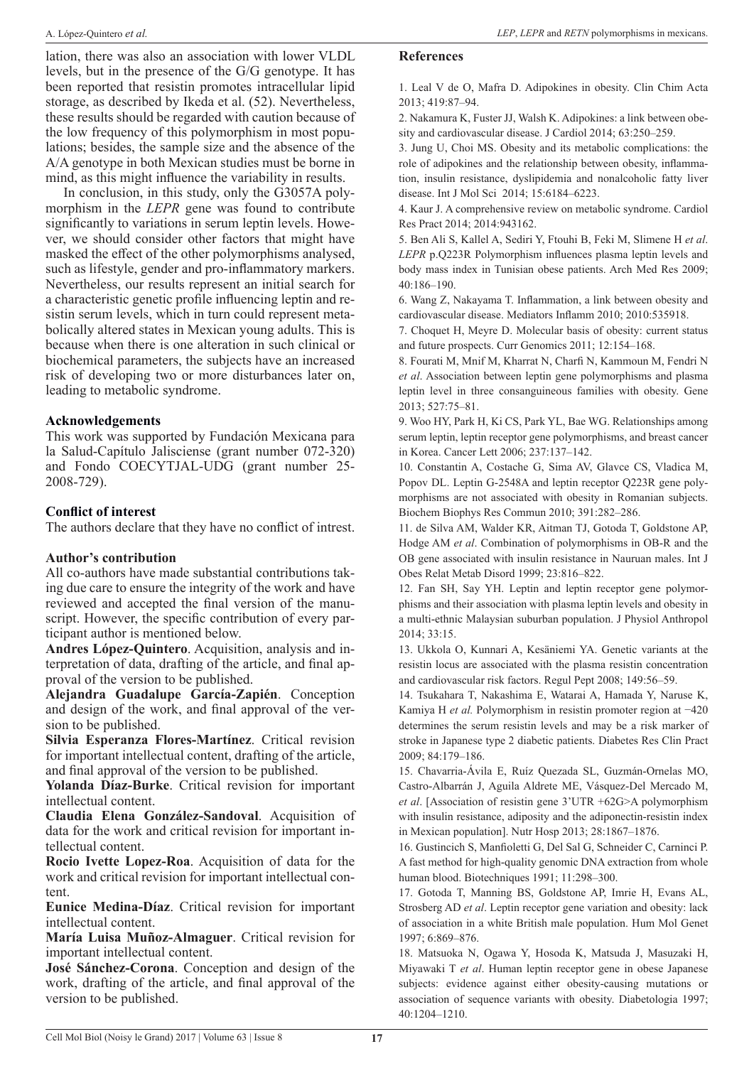lation, there was also an association with lower VLDL levels, but in the presence of the G/G genotype. It has been reported that resistin promotes intracellular lipid storage, as described by Ikeda et al. (52). Nevertheless, these results should be regarded with caution because of the low frequency of this polymorphism in most populations; besides, the sample size and the absence of the A/A genotype in both Mexican studies must be borne in mind, as this might influence the variability in results.

In conclusion, in this study, only the G3057A polymorphism in the *LEPR* gene was found to contribute significantly to variations in serum leptin levels. However, we should consider other factors that might have masked the effect of the other polymorphisms analysed, such as lifestyle, gender and pro-inflammatory markers. Nevertheless, our results represent an initial search for a characteristic genetic profile influencing leptin and resistin serum levels, which in turn could represent metabolically altered states in Mexican young adults. This is because when there is one alteration in such clinical or biochemical parameters, the subjects have an increased risk of developing two or more disturbances later on, leading to metabolic syndrome.

## Acknowledgements

This work was supported by Fundación Mexicana para la Salud-Capítulo Jalisciense (grant number 072-320) and Fondo COECYTJAL-UDG (grant number 25-2008-729).

## Conflict of interest

The authors declare that they have no conflict of intrest.

## Author's contribution

All co-authors have made substantial contributions taking due care to ensure the integrity of the work and have reviewed and accepted the final version of the manuscript. However, the specific contribution of every participant author is mentioned below.

**Andres López-Quintero**. Acquisition, analysis and interpretation of data, drafting of the article, and final approval of the version to be published.

**Alejandra Guadalupe García-Zapién**. Conception and design of the work, and final approval of the version to be published.

**Silvia Esperanza Flores-Martínez**. Critical revision for important intellectual content, drafting of the article, and final approval of the version to be published.

**Yolanda Díaz-Burke**. Critical revision for important intellectual content.

**Claudia Elena González-Sandoval**. Acquisition of data for the work and critical revision for important intellectual content.

**Rocio Ivette Lopez-Roa**. Acquisition of data for the work and critical revision for important intellectual content.

**Eunice Medina-Díaz**. Critical revision for important intellectual content.

**María Luisa Muñoz-Almaguer**. Critical revision for important intellectual content.

**José Sánchez-Corona**. Conception and design of the work, drafting of the article, and final approval of the version to be published.

## References

1. Leal V de O, Mafra D. Adipokines in obesity. Clin Chim Acta 2013; 419:87–94.

2. Nakamura K, Fuster JJ, Walsh K. Adipokines: a link between obesity and cardiovascular disease. J Cardiol 2014; 63:250–259.

3. Jung U, Choi MS. Obesity and its metabolic complications: the role of adipokines and the relationship between obesity, inflammation, insulin resistance, dyslipidemia and nonalcoholic fatty liver disease. Int J Mol Sci 2014; 15:6184–6223.

4. Kaur J. A comprehensive review on metabolic syndrome. Cardiol Res Pract 2014; 2014:943162.

5. Ben Ali S, Kallel A, Sediri Y, Ftouhi B, Feki M, Slimene H *et al*. *LEPR* p.Q223R Polymorphism influences plasma leptin levels and body mass index in Tunisian obese patients. Arch Med Res 2009; 40:186–190.

6. Wang Z, Nakayama T. Inflammation, a link between obesity and cardiovascular disease. Mediators Inflamm 2010; 2010:535918.

7. Choquet H, Meyre D. Molecular basis of obesity: current status and future prospects. Curr Genomics 2011; 12:154–168.

8. Fourati M, Mnif M, Kharrat N, Charfi N, Kammoun M, Fendri N *et al*. Association between leptin gene polymorphisms and plasma leptin level in three consanguineous families with obesity. Gene 2013; 527:75–81.

9. Woo HY, Park H, Ki CS, Park YL, Bae WG. Relationships among serum leptin, leptin receptor gene polymorphisms, and breast cancer in Korea. Cancer Lett 2006; 237:137–142.

10. Constantin A, Costache G, Sima AV, Glavce CS, Vladica M, Popov DL. Leptin G-2548A and leptin receptor Q223R gene polymorphisms are not associated with obesity in Romanian subjects. Biochem Biophys Res Commun 2010; 391:282–286.

11. de Silva AM, Walder KR, Aitman TJ, Gotoda T, Goldstone AP, Hodge AM *et al*. Combination of polymorphisms in OB-R and the OB gene associated with insulin resistance in Nauruan males. Int J Obes Relat Metab Disord 1999; 23:816–822.

12. Fan SH, Say YH. Leptin and leptin receptor gene polymorphisms and their association with plasma leptin levels and obesity in a multi-ethnic Malaysian suburban population. J Physiol Anthropol 2014; 33:15.

13. Ukkola O, Kunnari A, Kesäniemi YA. Genetic variants at the resistin locus are associated with the plasma resistin concentration and cardiovascular risk factors. Regul Pept 2008; 149:56–59.

14. Tsukahara T, Nakashima E, Watarai A, Hamada Y, Naruse K, Kamiya H *et al.* Polymorphism in resistin promoter region at −420 determines the serum resistin levels and may be a risk marker of stroke in Japanese type 2 diabetic patients. Diabetes Res Clin Pract 2009; 84:179–186.

15. Chavarria-Ávila E, Ruíz Quezada SL, Guzmán-Ornelas MO, Castro-Albarrán J, Aguila Aldrete ME, Vásquez-Del Mercado M, *et al*. [Association of resistin gene 3'UTR +62G>A polymorphism with insulin resistance, adiposity and the adiponectin-resistin index in Mexican population]. Nutr Hosp 2013; 28:1867–1876.

16. Gustincich S, Manfioletti G, Del Sal G, Schneider C, Carninci P. A fast method for high-quality genomic DNA extraction from whole human blood. Biotechniques 1991; 11:298–300.

17. Gotoda T, Manning BS, Goldstone AP, Imrie H, Evans AL, Strosberg AD *et al*. Leptin receptor gene variation and obesity: lack of association in a white British male population. Hum Mol Genet 1997; 6:869–876.

18. Matsuoka N, Ogawa Y, Hosoda K, Matsuda J, Masuzaki H, Miyawaki T *et al*. Human leptin receptor gene in obese Japanese subjects: evidence against either obesity-causing mutations or association of sequence variants with obesity. Diabetologia 1997; 40:1204–1210.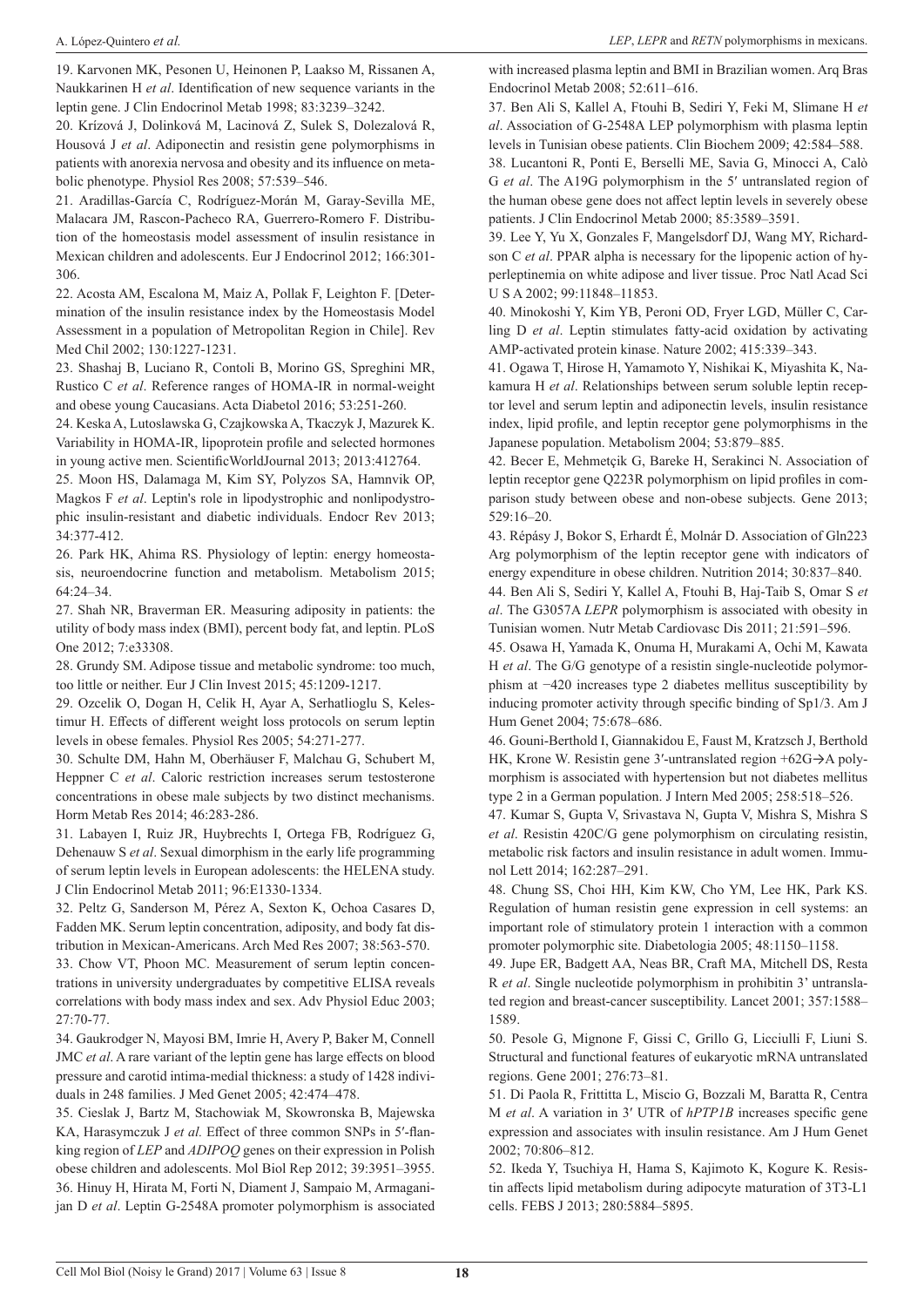19. Karvonen MK, Pesonen U, Heinonen P, Laakso M, Rissanen A, Naukkarinen H *et al*. Identification of new sequence variants in the leptin gene. J Clin Endocrinol Metab 1998; 83:3239–3242.

20. Krízová J, Dolinková M, Lacinová Z, Sulek S, Dolezalová R, Housová J *et al*. Adiponectin and resistin gene polymorphisms in patients with anorexia nervosa and obesity and its influence on metabolic phenotype. Physiol Res 2008; 57:539–546.

21. Aradillas-García C, Rodríguez-Morán M, Garay-Sevilla ME, Malacara JM, Rascon-Pacheco RA, Guerrero-Romero F. Distribution of the homeostasis model assessment of insulin resistance in Mexican children and adolescents. Eur J Endocrinol 2012; 166:301-306.

22. Acosta AM, Escalona M, Maiz A, Pollak F, Leighton F. [Determination of the insulin resistance index by the Homeostasis Model Assessment in a population of Metropolitan Region in Chile]. Rev Med Chil 2002; 130:1227-1231.

23. Shashaj B, Luciano R, Contoli B, Morino GS, Spreghini MR, Rustico C *et al*. Reference ranges of HOMA-IR in normal-weight and obese young Caucasians. Acta Diabetol 2016; 53:251-260.

24. Keska A, Lutoslawska G, Czajkowska A, Tkaczyk J, Mazurek K. Variability in HOMA-IR, lipoprotein profile and selected hormones in young active men. ScientificWorldJournal 2013; 2013:412764.

25. Moon HS, Dalamaga M, Kim SY, Polyzos SA, Hamnvik OP, Magkos F *et al*. Leptin's role in lipodystrophic and nonlipodystrophic insulin-resistant and diabetic individuals. Endocr Rev 2013; 34:377-412.

26. Park HK, Ahima RS. Physiology of leptin: energy homeostasis, neuroendocrine function and metabolism. Metabolism 2015; 64:24–34.

27. Shah NR, Braverman ER. Measuring adiposity in patients: the utility of body mass index (BMI), percent body fat, and leptin. PLoS One 2012; 7:e33308.

28. Grundy SM. Adipose tissue and metabolic syndrome: too much, too little or neither. Eur J Clin Invest 2015; 45:1209-1217.

29. Ozcelik O, Dogan H, Celik H, Ayar A, Serhatlioglu S, Kelestimur H. Effects of different weight loss protocols on serum leptin levels in obese females. Physiol Res 2005; 54:271-277.

30. Schulte DM, Hahn M, Oberhäuser F, Malchau G, Schubert M, Heppner C *et al*. Caloric restriction increases serum testosterone concentrations in obese male subjects by two distinct mechanisms. Horm Metab Res 2014; 46:283-286.

31. Labayen I, Ruiz JR, Huybrechts I, Ortega FB, Rodríguez G, Dehenauw S *et al*. Sexual dimorphism in the early life programming of serum leptin levels in European adolescents: the HELENA study. J Clin Endocrinol Metab 2011; 96:E1330-1334.

32. Peltz G, Sanderson M, Pérez A, Sexton K, Ochoa Casares D, Fadden MK. Serum leptin concentration, adiposity, and body fat distribution in Mexican-Americans. Arch Med Res 2007; 38:563-570.

33. Chow VT, Phoon MC. Measurement of serum leptin concentrations in university undergraduates by competitive ELISA reveals correlations with body mass index and sex. Adv Physiol Educ 2003; 27:70-77.

34. Gaukrodger N, Mayosi BM, Imrie H, Avery P, Baker M, Connell JMC *et al*. A rare variant of the leptin gene has large effects on blood pressure and carotid intima-medial thickness: a study of 1428 individuals in 248 families. J Med Genet 2005; 42:474–478.

35. Cieslak J, Bartz M, Stachowiak M, Skowronska B, Majewska KA, Harasymczuk J *et al.* Effect of three common SNPs in 5′-flanking region of *LEP* and *ADIPOQ* genes on their expression in Polish obese children and adolescents. Mol Biol Rep 2012; 39:3951–3955.

36. Hinuy H, Hirata M, Forti N, Diament J, Sampaio M, Armaganijan D *et al*. Leptin G-2548A promoter polymorphism is associated with increased plasma leptin and BMI in Brazilian women. Arq Bras Endocrinol Metab 2008; 52:611–616.

37. Ben Ali S, Kallel A, Ftouhi B, Sediri Y, Feki M, Slimane H *et al*. Association of G-2548A LEP polymorphism with plasma leptin levels in Tunisian obese patients. Clin Biochem 2009; 42:584–588.

38. Lucantoni R, Ponti E, Berselli ME, Savia G, Minocci A, Calò G *et al*. The A19G polymorphism in the 5′ untranslated region of the human obese gene does not affect leptin levels in severely obese patients. J Clin Endocrinol Metab 2000; 85:3589–3591.

39. Lee Y, Yu X, Gonzales F, Mangelsdorf DJ, Wang MY, Richardson C *et al*. PPAR alpha is necessary for the lipopenic action of hyperleptinemia on white adipose and liver tissue. Proc Natl Acad Sci U S A 2002; 99:11848–11853.

40. Minokoshi Y, Kim YB, Peroni OD, Fryer LGD, Müller C, Carling D *et al*. Leptin stimulates fatty-acid oxidation by activating AMP-activated protein kinase. Nature 2002; 415:339–343.

41. Ogawa T, Hirose H, Yamamoto Y, Nishikai K, Miyashita K, Nakamura H *et al*. Relationships between serum soluble leptin receptor level and serum leptin and adiponectin levels, insulin resistance index, lipid profile, and leptin receptor gene polymorphisms in the Japanese population. Metabolism 2004; 53:879–885.

42. Becer E, Mehmetçik G, Bareke H, Serakinci N. Association of leptin receptor gene Q223R polymorphism on lipid profiles in comparison study between obese and non-obese subjects. Gene 2013; 529:16–20.

43. Répásy J, Bokor S, Erhardt É, Molnár D. Association of Gln223 Arg polymorphism of the leptin receptor gene with indicators of energy expenditure in obese children. Nutrition 2014; 30:837–840.

44. Ben Ali S, Sediri Y, Kallel A, Ftouhi B, Haj-Taib S, Omar S *et al*. The G3057A *LEPR* polymorphism is associated with obesity in Tunisian women. Nutr Metab Cardiovasc Dis 2011; 21:591–596.

45. Osawa H, Yamada K, Onuma H, Murakami A, Ochi M, Kawata H *et al*. The G/G genotype of a resistin single-nucleotide polymorphism at −420 increases type 2 diabetes mellitus susceptibility by inducing promoter activity through specific binding of Sp1/3. Am J Hum Genet 2004; 75:678–686.

46. Gouni-Berthold I, Giannakidou E, Faust M, Kratzsch J, Berthold HK, Krone W. Resistin gene 3′-untranslated region +62G→A polymorphism is associated with hypertension but not diabetes mellitus type 2 in a German population. J Intern Med 2005; 258:518–526.

47. Kumar S, Gupta V, Srivastava N, Gupta V, Mishra S, Mishra S *et al*. Resistin 420C/G gene polymorphism on circulating resistin, metabolic risk factors and insulin resistance in adult women. Immunol Lett 2014; 162:287–291.

48. Chung SS, Choi HH, Kim KW, Cho YM, Lee HK, Park KS. Regulation of human resistin gene expression in cell systems: an important role of stimulatory protein 1 interaction with a common promoter polymorphic site. Diabetologia 2005; 48:1150–1158.

49. Jupe ER, Badgett AA, Neas BR, Craft MA, Mitchell DS, Resta R *et al*. Single nucleotide polymorphism in prohibitin 3' untranslated region and breast-cancer susceptibility. Lancet 2001; 357:1588–1589.

50. Pesole G, Mignone F, Gissi C, Grillo G, Licciulli F, Liuni S. Structural and functional features of eukaryotic mRNA untranslated regions. Gene 2001; 276:73–81.

51. Di Paola R, Frittitta L, Miscio G, Bozzali M, Baratta R, Centra M *et al*. A variation in 3′ UTR of *hPTP1B* increases specific gene expression and associates with insulin resistance. Am J Hum Genet 2002; 70:806–812.

52. Ikeda Y, Tsuchiya H, Hama S, Kajimoto K, Kogure K. Resistin affects lipid metabolism during adipocyte maturation of 3T3-L1 cells. FEBS J 2013; 280:5884–5895.